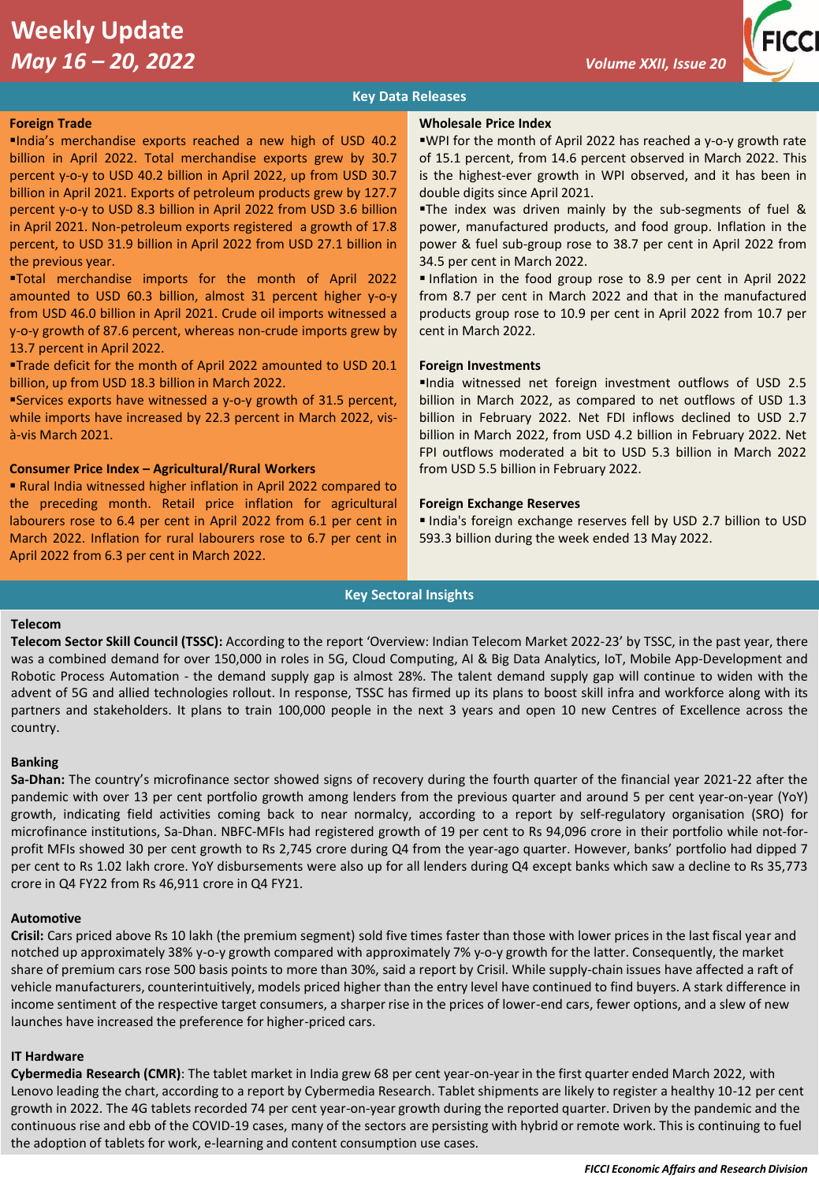# Weekly Update

*May 16 – 20, 2022*

*Volume XXII, Issue 20*

## Key Data Releases

### Foreign Trade

- India's merchandise exports reached a new high of USD 40.2 billion in April 2022. Total merchandise exports grew by 30.7 percent y-o-y to USD 40.2 billion in April 2022, up from USD 30.7 billion in April 2021. Exports of petroleum products grew by 127.7 percent y-o-y to USD 8.3 billion in April 2022 from USD 3.6 billion in April 2021. Non-petroleum exports registered a growth of 17.8 percent, to USD 31.9 billion in April 2022 from USD 27.1 billion in the previous year.
- Total merchandise imports for the month of April 2022 amounted to USD 60.3 billion, almost 31 percent higher y-o-y from USD 46.0 billion in April 2021. Crude oil imports witnessed a y-o-y growth of 87.6 percent, whereas non-crude imports grew by 13.7 percent in April 2022.
- Trade deficit for the month of April 2022 amounted to USD 20.1 billion, up from USD 18.3 billion in March 2022.
- Services exports have witnessed a y-o-y growth of 31.5 percent, while imports have increased by 22.3 percent in March 2022, vis-à-vis March 2021.

### Consumer Price Index – Agricultural/Rural Workers

- Rural India witnessed higher inflation in April 2022 compared to the preceding month. Retail price inflation for agricultural labourers rose to 6.4 per cent in April 2022 from 6.1 per cent in March 2022. Inflation for rural labourers rose to 6.7 per cent in April 2022 from 6.3 per cent in March 2022.

### Wholesale Price Index

- WPI for the month of April 2022 has reached a y-o-y growth rate of 15.1 percent, from 14.6 percent observed in March 2022. This is the highest-ever growth in WPI observed, and it has been in double digits since April 2021.
- The index was driven mainly by the sub-segments of fuel & power, manufactured products, and food group. Inflation in the power & fuel sub-group rose to 38.7 per cent in April 2022 from 34.5 per cent in March 2022.
- Inflation in the food group rose to 8.9 per cent in April 2022 from 8.7 per cent in March 2022 and that in the manufactured products group rose to 10.9 per cent in April 2022 from 10.7 per cent in March 2022.

### Foreign Investments

- India witnessed net foreign investment outflows of USD 2.5 billion in March 2022, as compared to net outflows of USD 1.3 billion in February 2022. Net FDI inflows declined to USD 2.7 billion in March 2022, from USD 4.2 billion in February 2022. Net FPI outflows moderated a bit to USD 5.3 billion in March 2022 from USD 5.5 billion in February 2022.

### Foreign Exchange Reserves

- India's foreign exchange reserves fell by USD 2.7 billion to USD 593.3 billion during the week ended 13 May 2022.

## Key Sectoral Insights

### Telecom

**Telecom Sector Skill Council (TSSC):** According to the report 'Overview: Indian Telecom Market 2022-23' by TSSC, in the past year, there was a combined demand for over 150,000 in roles in 5G, Cloud Computing, AI & Big Data Analytics, IoT, Mobile App-Development and Robotic Process Automation - the demand supply gap is almost 28%. The talent demand supply gap will continue to widen with the advent of 5G and allied technologies rollout. In response, TSSC has firmed up its plans to boost skill infra and workforce along with its partners and stakeholders. It plans to train 100,000 people in the next 3 years and open 10 new Centres of Excellence across the country.

### Banking

**Sa-Dhan:** The country's microfinance sector showed signs of recovery during the fourth quarter of the financial year 2021-22 after the pandemic with over 13 per cent portfolio growth among lenders from the previous quarter and around 5 per cent year-on-year (YoY) growth, indicating field activities coming back to near normalcy, according to a report by self-regulatory organisation (SRO) for microfinance institutions, Sa-Dhan. NBFC-MFIs had registered growth of 19 per cent to Rs 94,096 crore in their portfolio while not-for-profit MFIs showed 30 per cent growth to Rs 2,745 crore during Q4 from the year-ago quarter. However, banks' portfolio had dipped 7 per cent to Rs 1.02 lakh crore. YoY disbursements were also up for all lenders during Q4 except banks which saw a decline to Rs 35,773 crore in Q4 FY22 from Rs 46,911 crore in Q4 FY21.

### Automotive

**Crisil:** Cars priced above Rs 10 lakh (the premium segment) sold five times faster than those with lower prices in the last fiscal year and notched up approximately 38% y-o-y growth compared with approximately 7% y-o-y growth for the latter. Consequently, the market share of premium cars rose 500 basis points to more than 30%, said a report by Crisil. While supply-chain issues have affected a raft of vehicle manufacturers, counterintuitively, models priced higher than the entry level have continued to find buyers. A stark difference in income sentiment of the respective target consumers, a sharper rise in the prices of lower-end cars, fewer options, and a slew of new launches have increased the preference for higher-priced cars.

### IT Hardware

**Cybermedia Research (CMR)**: The tablet market in India grew 68 per cent year-on-year in the first quarter ended March 2022, with Lenovo leading the chart, according to a report by Cybermedia Research. Tablet shipments are likely to register a healthy 10-12 per cent growth in 2022. The 4G tablets recorded 74 per cent year-on-year growth during the reported quarter. Driven by the pandemic and the continuous rise and ebb of the COVID-19 cases, many of the sectors are persisting with hybrid or remote work. This is continuing to fuel the adoption of tablets for work, e-learning and content consumption use cases.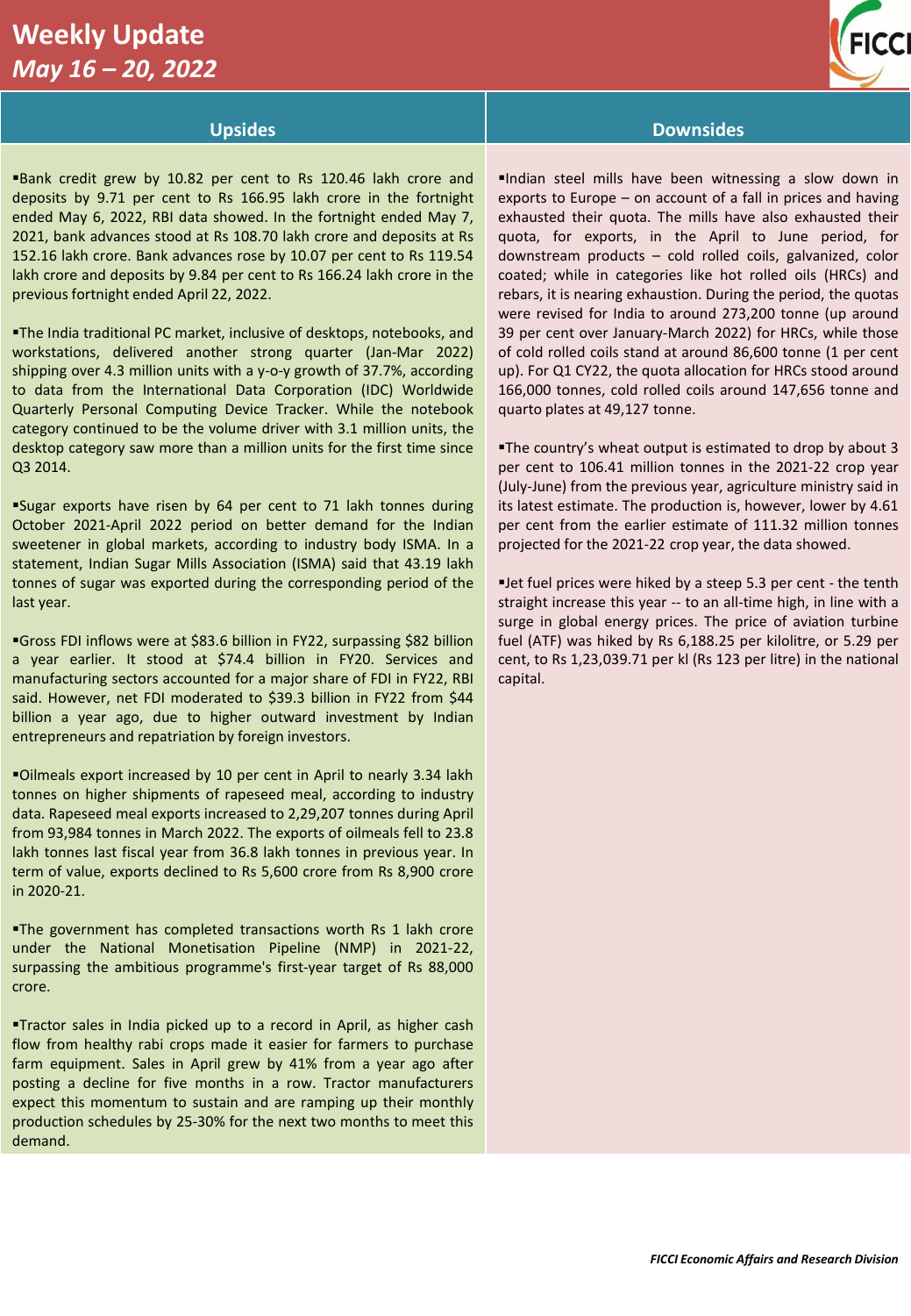# Weekly Update
*May 16 – 20, 2022*

## Upsides

- Bank credit grew by 10.82 per cent to Rs 120.46 lakh crore and deposits by 9.71 per cent to Rs 166.95 lakh crore in the fortnight ended May 6, 2022, RBI data showed. In the fortnight ended May 7, 2021, bank advances stood at Rs 108.70 lakh crore and deposits at Rs 152.16 lakh crore. Bank advances rose by 10.07 per cent to Rs 119.54 lakh crore and deposits by 9.84 per cent to Rs 166.24 lakh crore in the previous fortnight ended April 22, 2022.

- The India traditional PC market, inclusive of desktops, notebooks, and workstations, delivered another strong quarter (Jan-Mar 2022) shipping over 4.3 million units with a y-o-y growth of 37.7%, according to data from the International Data Corporation (IDC) Worldwide Quarterly Personal Computing Device Tracker. While the notebook category continued to be the volume driver with 3.1 million units, the desktop category saw more than a million units for the first time since Q3 2014.

- Sugar exports have risen by 64 per cent to 71 lakh tonnes during October 2021-April 2022 period on better demand for the Indian sweetener in global markets, according to industry body ISMA. In a statement, Indian Sugar Mills Association (ISMA) said that 43.19 lakh tonnes of sugar was exported during the corresponding period of the last year.

- Gross FDI inflows were at $83.6 billion in FY22, surpassing $82 billion a year earlier. It stood at $74.4 billion in FY20. Services and manufacturing sectors accounted for a major share of FDI in FY22, RBI said. However, net FDI moderated to $39.3 billion in FY22 from $44 billion a year ago, due to higher outward investment by Indian entrepreneurs and repatriation by foreign investors.

- Oilmeals export increased by 10 per cent in April to nearly 3.34 lakh tonnes on higher shipments of rapeseed meal, according to industry data. Rapeseed meal exports increased to 2,29,207 tonnes during April from 93,984 tonnes in March 2022. The exports of oilmeals fell to 23.8 lakh tonnes last fiscal year from 36.8 lakh tonnes in previous year. In term of value, exports declined to Rs 5,600 crore from Rs 8,900 crore in 2020-21.

- The government has completed transactions worth Rs 1 lakh crore under the National Monetisation Pipeline (NMP) in 2021-22, surpassing the ambitious programme's first-year target of Rs 88,000 crore.

- Tractor sales in India picked up to a record in April, as higher cash flow from healthy rabi crops made it easier for farmers to purchase farm equipment. Sales in April grew by 41% from a year ago after posting a decline for five months in a row. Tractor manufacturers expect this momentum to sustain and are ramping up their monthly production schedules by 25-30% for the next two months to meet this demand.

## Downsides

- Indian steel mills have been witnessing a slow down in exports to Europe – on account of a fall in prices and having exhausted their quota. The mills have also exhausted their quota, for exports, in the April to June period, for downstream products – cold rolled coils, galvanized, color coated; while in categories like hot rolled oils (HRCs) and rebars, it is nearing exhaustion. During the period, the quotas were revised for India to around 273,200 tonne (up around 39 per cent over January-March 2022) for HRCs, while those of cold rolled coils stand at around 86,600 tonne (1 per cent up). For Q1 CY22, the quota allocation for HRCs stood around 166,000 tonnes, cold rolled coils around 147,656 tonne and quarto plates at 49,127 tonne.

- The country's wheat output is estimated to drop by about 3 per cent to 106.41 million tonnes in the 2021-22 crop year (July-June) from the previous year, agriculture ministry said in its latest estimate. The production is, however, lower by 4.61 per cent from the earlier estimate of 111.32 million tonnes projected for the 2021-22 crop year, the data showed.

- Jet fuel prices were hiked by a steep 5.3 per cent - the tenth straight increase this year -- to an all-time high, in line with a surge in global energy prices. The price of aviation turbine fuel (ATF) was hiked by Rs 6,188.25 per kilolitre, or 5.29 per cent, to Rs 1,23,039.71 per kl (Rs 123 per litre) in the national capital.

*FICCI Economic Affairs and Research Division*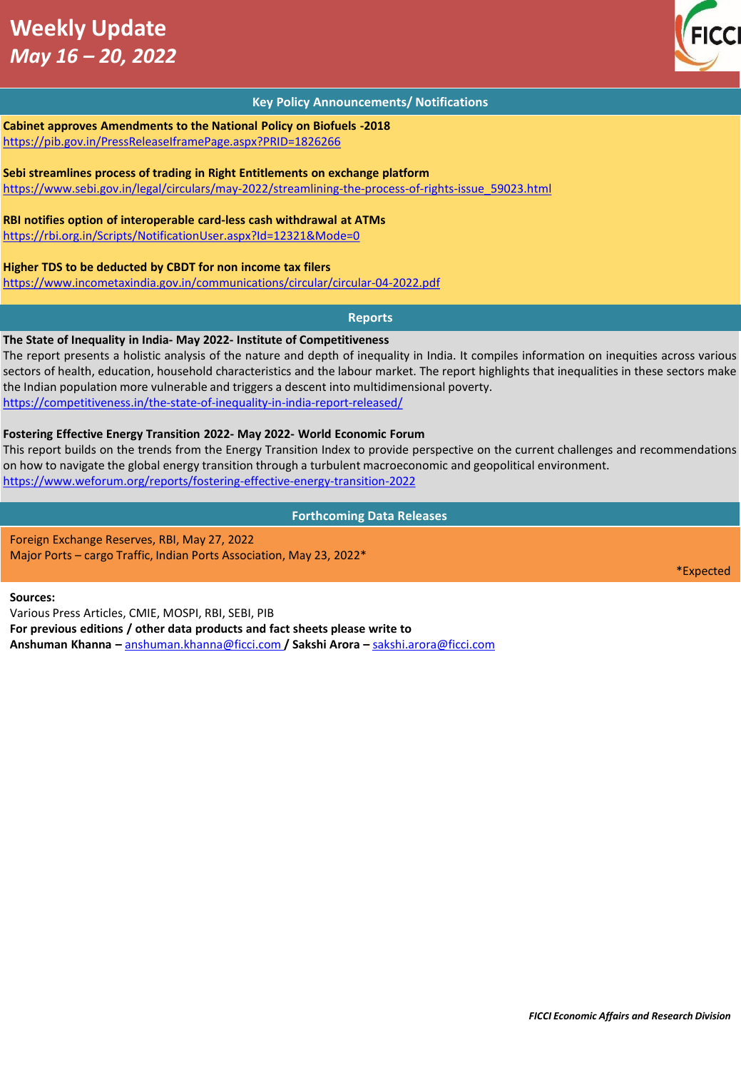# Weekly Update

*May 16 – 20, 2022*

## Key Policy Announcements/ Notifications

**Cabinet approves Amendments to the National Policy on Biofuels -2018**
https://pib.gov.in/PressReleaseIframePage.aspx?PRID=1826266

**Sebi streamlines process of trading in Right Entitlements on exchange platform**
https://www.sebi.gov.in/legal/circulars/may-2022/streamlining-the-process-of-rights-issue_59023.html

**RBI notifies option of interoperable card-less cash withdrawal at ATMs**
https://rbi.org.in/Scripts/NotificationUser.aspx?Id=12321&Mode=0

**Higher TDS to be deducted by CBDT for non income tax filers**
https://www.incometaxindia.gov.in/communications/circular/circular-04-2022.pdf

## Reports

**The State of Inequality in India- May 2022- Institute of Competitiveness**
The report presents a holistic analysis of the nature and depth of inequality in India. It compiles information on inequities across various sectors of health, education, household characteristics and the labour market. The report highlights that inequalities in these sectors make the Indian population more vulnerable and triggers a descent into multidimensional poverty.
https://competitiveness.in/the-state-of-inequality-in-india-report-released/

**Fostering Effective Energy Transition 2022- May 2022- World Economic Forum**
This report builds on the trends from the Energy Transition Index to provide perspective on the current challenges and recommendations on how to navigate the global energy transition through a turbulent macroeconomic and geopolitical environment.
https://www.weforum.org/reports/fostering-effective-energy-transition-2022

## Forthcoming Data Releases

Foreign Exchange Reserves, RBI, May 27, 2022
Major Ports – cargo Traffic, Indian Ports Association, May 23, 2022*

*Expected

**Sources:**
Various Press Articles, CMIE, MOSPI, RBI, SEBI, PIB
**For previous editions / other data products and fact sheets please write to**
**Anshuman Khanna –** anshuman.khanna@ficci.com **/ Sakshi Arora –** sakshi.arora@ficci.com

*FICCI Economic Affairs and Research Division*